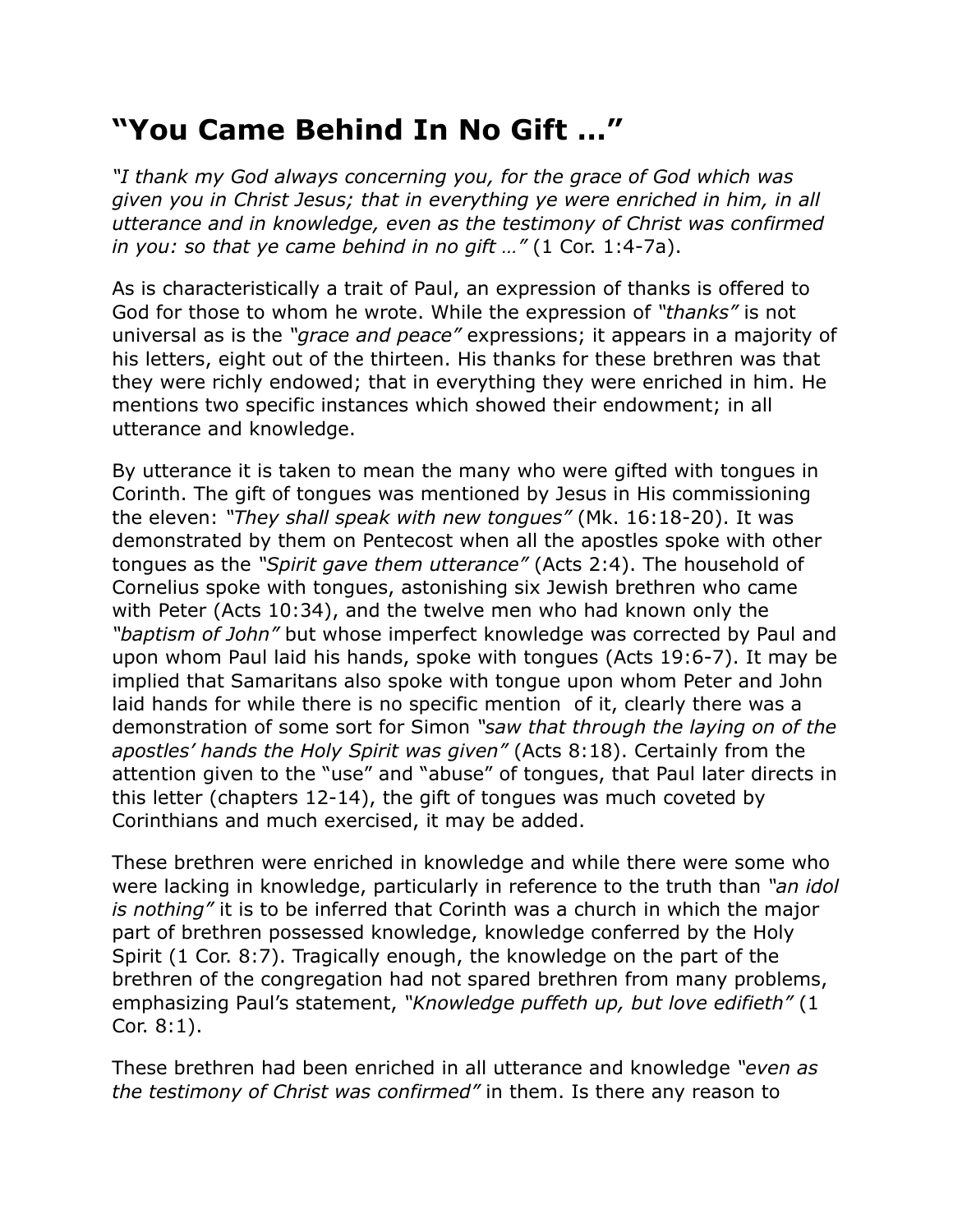## "You Came Behind In No Gift …"

*"I thank my God always concerning you, for the grace of God which was given you in Christ Jesus; that in everything ye were enriched in him, in all utterance and in knowledge, even as the testimony of Christ was confirmed in you: so that ye came behind in no gift …"* (1 Cor. 1:4-7a).

As is characteristically a trait of Paul, an expression of thanks is offered to God for those to whom he wrote. While the expression of *"thanks"* is not universal as is the *"grace and peace"* expressions; it appears in a majority of his letters, eight out of the thirteen. His thanks for these brethren was that they were richly endowed; that in everything they were enriched in him. He mentions two specific instances which showed their endowment; in all utterance and knowledge.

By utterance it is taken to mean the many who were gifted with tongues in Corinth. The gift of tongues was mentioned by Jesus in His commissioning the eleven: *"They shall speak with new tongues"* (Mk. 16:18-20). It was demonstrated by them on Pentecost when all the apostles spoke with other tongues as the *"Spirit gave them utterance"* (Acts 2:4). The household of Cornelius spoke with tongues, astonishing six Jewish brethren who came with Peter (Acts 10:34), and the twelve men who had known only the *"baptism of John"* but whose imperfect knowledge was corrected by Paul and upon whom Paul laid his hands, spoke with tongues (Acts 19:6-7). It may be implied that Samaritans also spoke with tongue upon whom Peter and John laid hands for while there is no specific mention of it, clearly there was a demonstration of some sort for Simon *"saw that through the laying on of the apostles' hands the Holy Spirit was given"* (Acts 8:18). Certainly from the attention given to the "use" and "abuse" of tongues, that Paul later directs in this letter (chapters 12-14), the gift of tongues was much coveted by Corinthians and much exercised, it may be added.

These brethren were enriched in knowledge and while there were some who were lacking in knowledge, particularly in reference to the truth than *"an idol is nothing"* it is to be inferred that Corinth was a church in which the major part of brethren possessed knowledge, knowledge conferred by the Holy Spirit (1 Cor. 8:7). Tragically enough, the knowledge on the part of the brethren of the congregation had not spared brethren from many problems, emphasizing Paul's statement, *"Knowledge puffeth up, but love edifieth"* (1 Cor. 8:1).

These brethren had been enriched in all utterance and knowledge *"even as the testimony of Christ was confirmed"* in them. Is there any reason to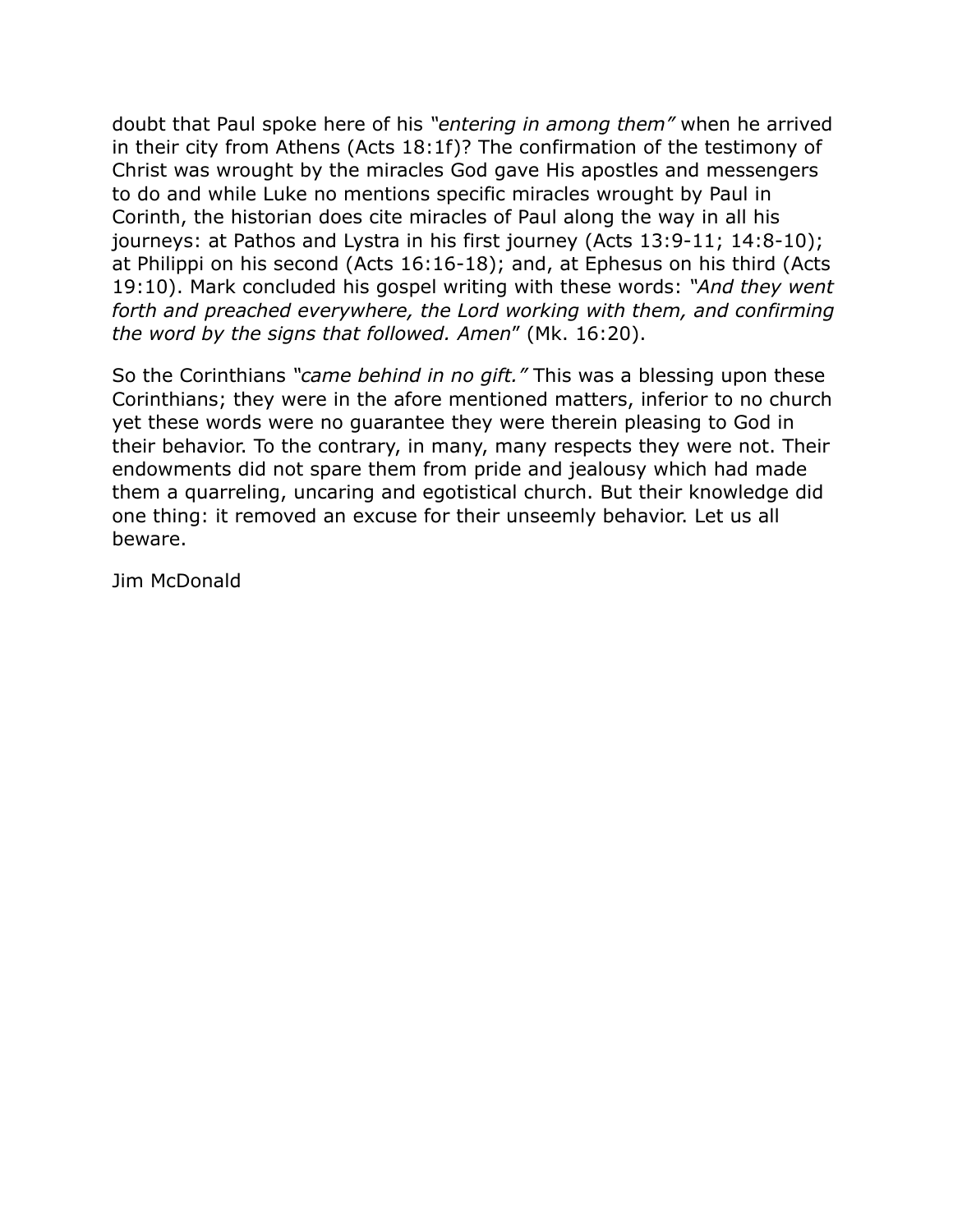doubt that Paul spoke here of his *"entering in among them"* when he arrived in their city from Athens (Acts 18:1f)? The confirmation of the testimony of Christ was wrought by the miracles God gave His apostles and messengers to do and while Luke no mentions specific miracles wrought by Paul in Corinth, the historian does cite miracles of Paul along the way in all his journeys: at Pathos and Lystra in his first journey (Acts 13:9-11; 14:8-10); at Philippi on his second (Acts 16:16-18); and, at Ephesus on his third (Acts 19:10). Mark concluded his gospel writing with these words: *"And they went forth and preached everywhere, the Lord working with them, and confirming the word by the signs that followed. Amen*" (Mk. 16:20).

So the Corinthians *"came behind in no gift."* This was a blessing upon these Corinthians; they were in the afore mentioned matters, inferior to no church yet these words were no guarantee they were therein pleasing to God in their behavior. To the contrary, in many, many respects they were not. Their endowments did not spare them from pride and jealousy which had made them a quarreling, uncaring and egotistical church. But their knowledge did one thing: it removed an excuse for their unseemly behavior. Let us all beware.

Jim McDonald